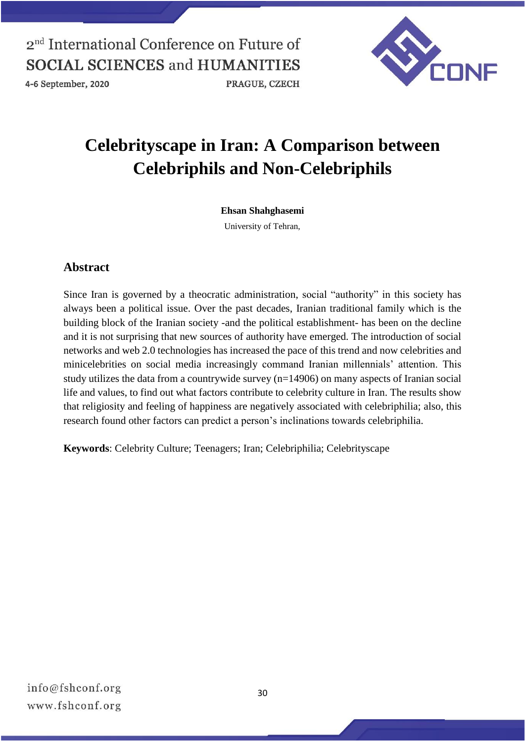# Celebrityscape in Iran: A Comparison between Celebriphils and Non-Celebriphils

**Ehsan Shahghasemi**

University of Tehran,

## Abstract

Since Iran is governed by a theocratic administration, social "authority" in this society has always been a political issue. Over the past decades, Iranian traditional family which is the building block of the Iranian society -and the political establishment- has been on the decline and it is not surprising that new sources of authority have emerged. The introduction of social networks and web 2.0 technologies has increased the pace of this trend and now celebrities and minicelebrities on social media increasingly command Iranian millennials' attention. This study utilizes the data from a countrywide survey (n=14906) on many aspects of Iranian social life and values, to find out what factors contribute to celebrity culture in Iran. The results show that religiosity and feeling of happiness are negatively associated with celebriphilia; also, this research found other factors can predict a person's inclinations towards celebriphilia.

**Keywords**: Celebrity Culture; Teenagers; Iran; Celebriphilia; Celebrityscape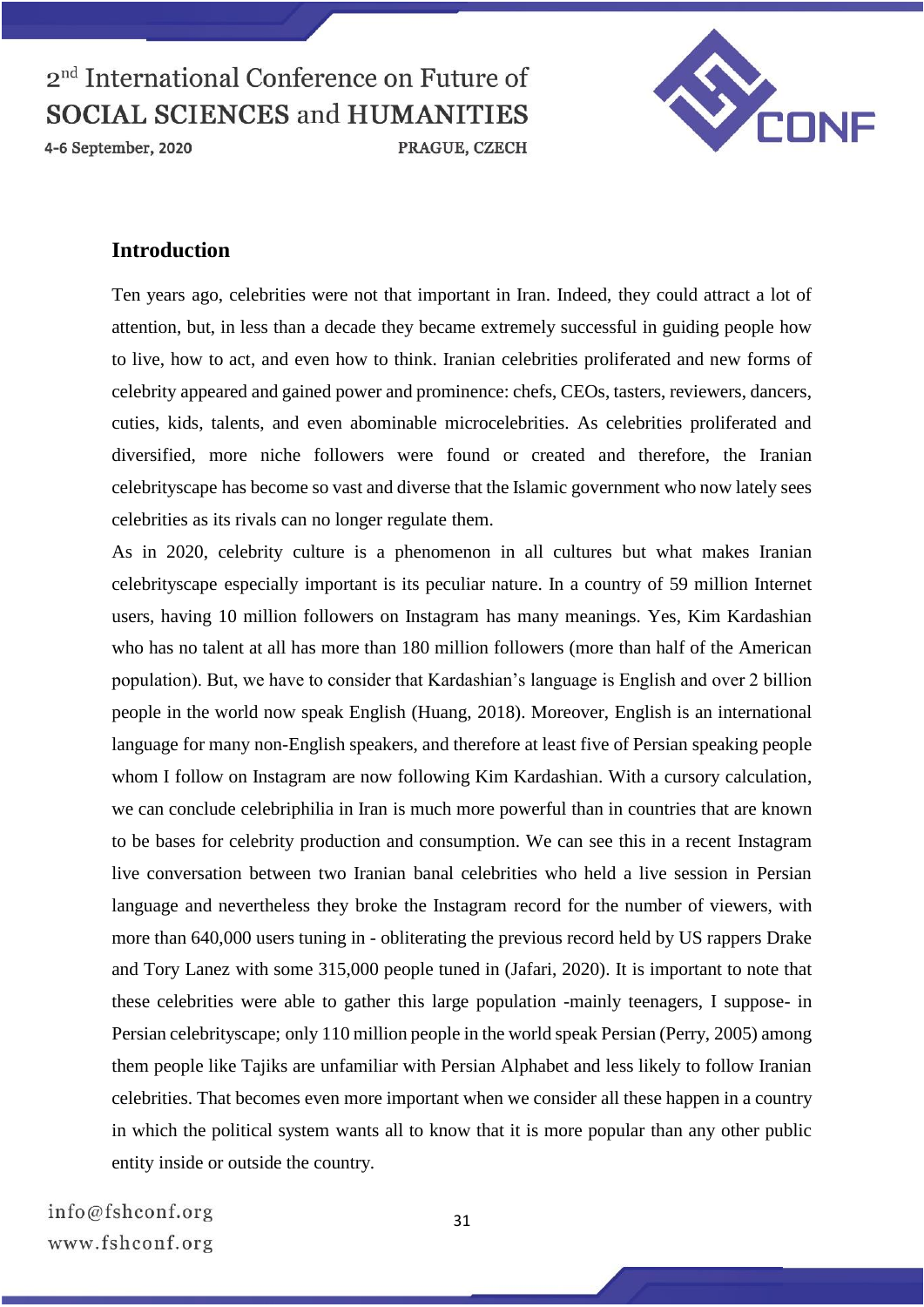## Introduction

Ten years ago, celebrities were not that important in Iran. Indeed, they could attract a lot of attention, but, in less than a decade they became extremely successful in guiding people how to live, how to act, and even how to think. Iranian celebrities proliferated and new forms of celebrity appeared and gained power and prominence: chefs, CEOs, tasters, reviewers, dancers, cuties, kids, talents, and even abominable microcelebrities. As celebrities proliferated and diversified, more niche followers were found or created and therefore, the Iranian celebrityscape has become so vast and diverse that the Islamic government who now lately sees celebrities as its rivals can no longer regulate them.

As in 2020, celebrity culture is a phenomenon in all cultures but what makes Iranian celebrityscape especially important is its peculiar nature. In a country of 59 million Internet users, having 10 million followers on Instagram has many meanings. Yes, Kim Kardashian who has no talent at all has more than 180 million followers (more than half of the American population). But, we have to consider that Kardashian's language is English and over 2 billion people in the world now speak English (Huang, 2018). Moreover, English is an international language for many non-English speakers, and therefore at least five of Persian speaking people whom I follow on Instagram are now following Kim Kardashian. With a cursory calculation, we can conclude celebriphilia in Iran is much more powerful than in countries that are known to be bases for celebrity production and consumption. We can see this in a recent Instagram live conversation between two Iranian banal celebrities who held a live session in Persian language and nevertheless they broke the Instagram record for the number of viewers, with more than 640,000 users tuning in - obliterating the previous record held by US rappers Drake and Tory Lanez with some 315,000 people tuned in (Jafari, 2020). It is important to note that these celebrities were able to gather this large population -mainly teenagers, I suppose- in Persian celebrityscape; only 110 million people in the world speak Persian (Perry, 2005) among them people like Tajiks are unfamiliar with Persian Alphabet and less likely to follow Iranian celebrities. That becomes even more important when we consider all these happen in a country in which the political system wants all to know that it is more popular than any other public entity inside or outside the country.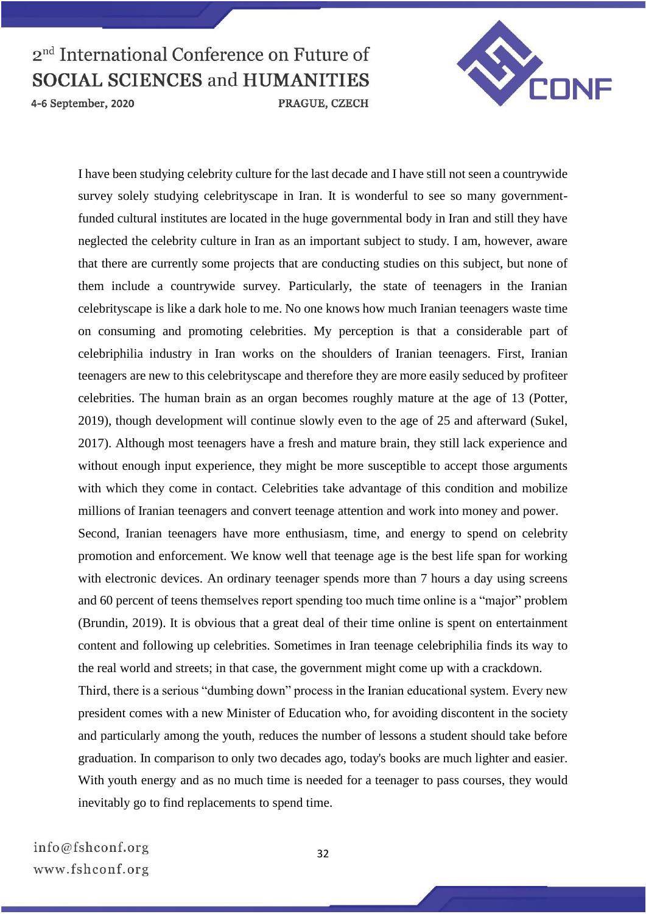I have been studying celebrity culture for the last decade and I have still not seen a countrywide survey solely studying celebrityscape in Iran. It is wonderful to see so many government-funded cultural institutes are located in the huge governmental body in Iran and still they have neglected the celebrity culture in Iran as an important subject to study. I am, however, aware that there are currently some projects that are conducting studies on this subject, but none of them include a countrywide survey. Particularly, the state of teenagers in the Iranian celebrityscape is like a dark hole to me. No one knows how much Iranian teenagers waste time on consuming and promoting celebrities. My perception is that a considerable part of celebriphilia industry in Iran works on the shoulders of Iranian teenagers. First, Iranian teenagers are new to this celebrityscape and therefore they are more easily seduced by profiteer celebrities. The human brain as an organ becomes roughly mature at the age of 13 (Potter, 2019), though development will continue slowly even to the age of 25 and afterward (Sukel, 2017). Although most teenagers have a fresh and mature brain, they still lack experience and without enough input experience, they might be more susceptible to accept those arguments with which they come in contact. Celebrities take advantage of this condition and mobilize millions of Iranian teenagers and convert teenage attention and work into money and power.

Second, Iranian teenagers have more enthusiasm, time, and energy to spend on celebrity promotion and enforcement. We know well that teenage age is the best life span for working with electronic devices. An ordinary teenager spends more than 7 hours a day using screens and 60 percent of teens themselves report spending too much time online is a "major" problem (Brundin, 2019). It is obvious that a great deal of their time online is spent on entertainment content and following up celebrities. Sometimes in Iran teenage celebriphilia finds its way to the real world and streets; in that case, the government might come up with a crackdown.

Third, there is a serious "dumbing down" process in the Iranian educational system. Every new president comes with a new Minister of Education who, for avoiding discontent in the society and particularly among the youth, reduces the number of lessons a student should take before graduation. In comparison to only two decades ago, today's books are much lighter and easier. With youth energy and as no much time is needed for a teenager to pass courses, they would inevitably go to find replacements to spend time.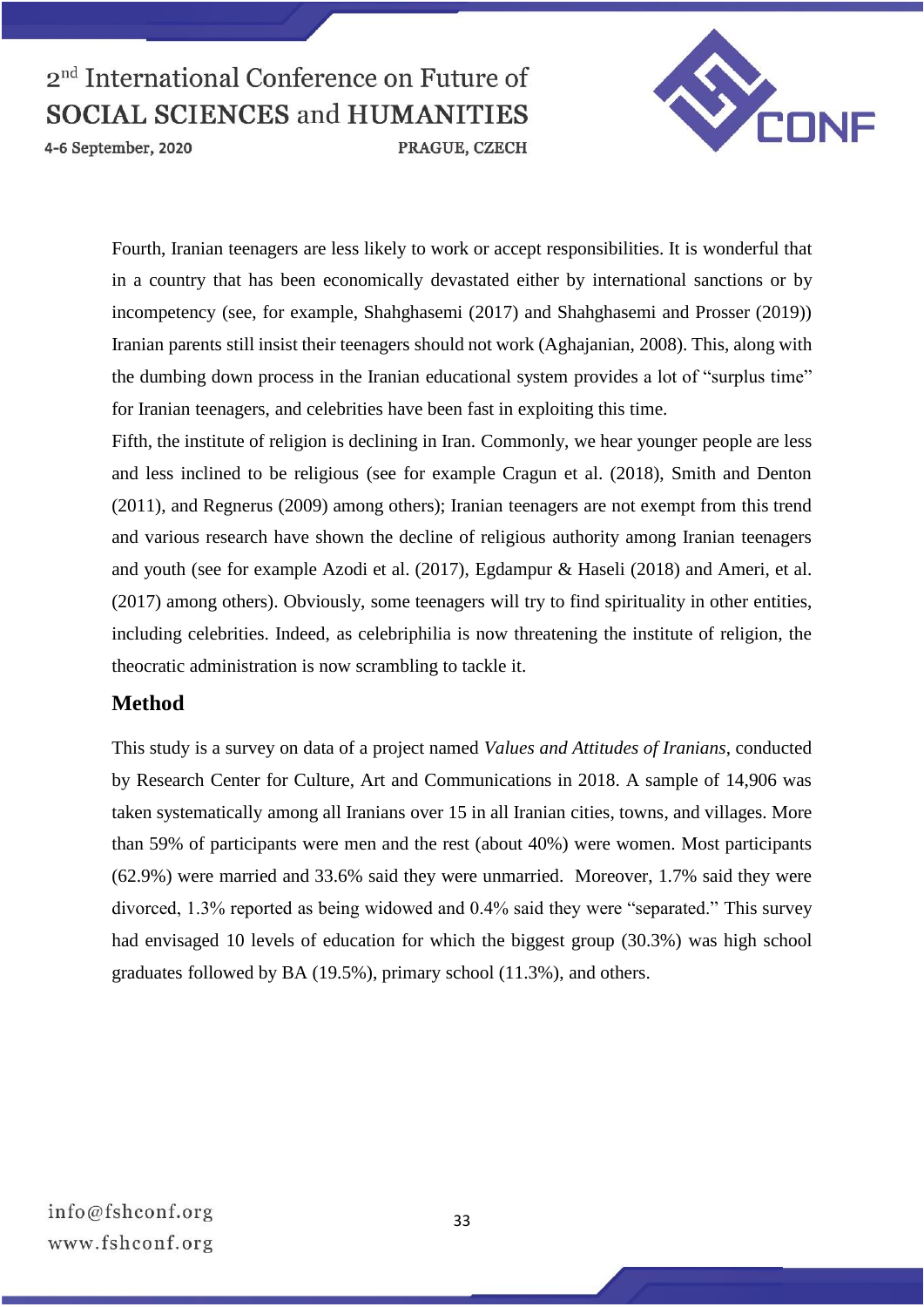Fourth, Iranian teenagers are less likely to work or accept responsibilities. It is wonderful that in a country that has been economically devastated either by international sanctions or by incompetency (see, for example, Shahghasemi (2017) and Shahghasemi and Prosser (2019)) Iranian parents still insist their teenagers should not work (Aghajanian, 2008). This, along with the dumbing down process in the Iranian educational system provides a lot of "surplus time" for Iranian teenagers, and celebrities have been fast in exploiting this time.

Fifth, the institute of religion is declining in Iran. Commonly, we hear younger people are less and less inclined to be religious (see for example Cragun et al. (2018), Smith and Denton (2011), and Regnerus (2009) among others); Iranian teenagers are not exempt from this trend and various research have shown the decline of religious authority among Iranian teenagers and youth (see for example Azodi et al. (2017), Egdampur & Haseli (2018) and Ameri, et al. (2017) among others). Obviously, some teenagers will try to find spirituality in other entities, including celebrities. Indeed, as celebriphilia is now threatening the institute of religion, the theocratic administration is now scrambling to tackle it.

## Method

This study is a survey on data of a project named *Values and Attitudes of Iranians*, conducted by Research Center for Culture, Art and Communications in 2018. A sample of 14,906 was taken systematically among all Iranians over 15 in all Iranian cities, towns, and villages. More than 59% of participants were men and the rest (about 40%) were women. Most participants (62.9%) were married and 33.6% said they were unmarried. Moreover, 1.7% said they were divorced, 1.3% reported as being widowed and 0.4% said they were "separated." This survey had envisaged 10 levels of education for which the biggest group (30.3%) was high school graduates followed by BA (19.5%), primary school (11.3%), and others.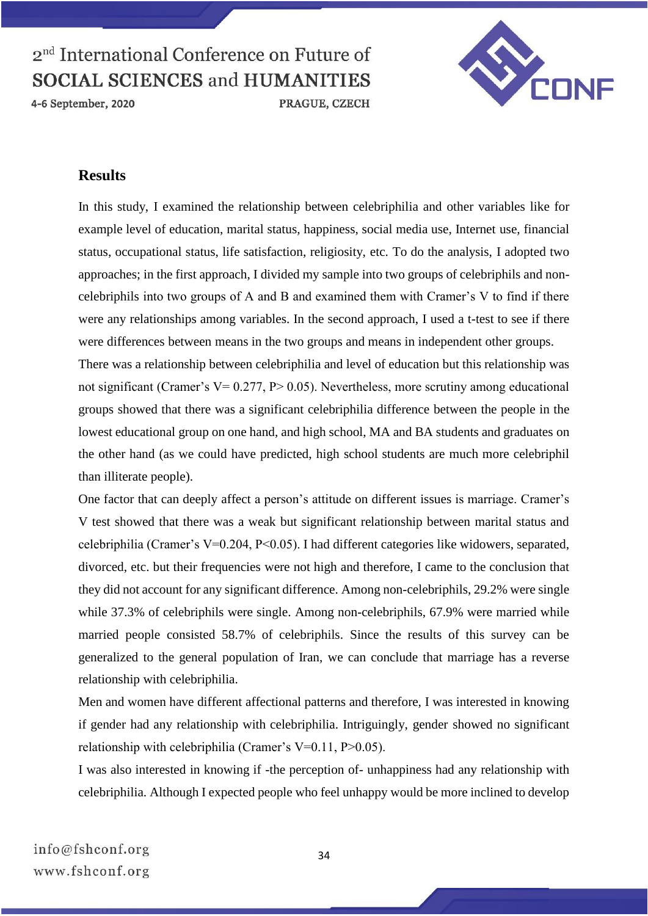## Results

In this study, I examined the relationship between celebriphilia and other variables like for example level of education, marital status, happiness, social media use, Internet use, financial status, occupational status, life satisfaction, religiosity, etc. To do the analysis, I adopted two approaches; in the first approach, I divided my sample into two groups of celebriphils and non-celebriphils into two groups of A and B and examined them with Cramer's V to find if there were any relationships among variables. In the second approach, I used a t-test to see if there were differences between means in the two groups and means in independent other groups.

There was a relationship between celebriphilia and level of education but this relationship was not significant (Cramer's V= 0.277, $P > 0.05$). Nevertheless, more scrutiny among educational groups showed that there was a significant celebriphilia difference between the people in the lowest educational group on one hand, and high school, MA and BA students and graduates on the other hand (as we could have predicted, high school students are much more celebriphil than illiterate people).

One factor that can deeply affect a person's attitude on different issues is marriage. Cramer's V test showed that there was a weak but significant relationship between marital status and celebriphilia (Cramer's V=0.204, $P<0.05$). I had different categories like widowers, separated, divorced, etc. but their frequencies were not high and therefore, I came to the conclusion that they did not account for any significant difference. Among non-celebriphils, 29.2% were single while 37.3% of celebriphils were single. Among non-celebriphils, 67.9% were married while married people consisted 58.7% of celebriphils. Since the results of this survey can be generalized to the general population of Iran, we can conclude that marriage has a reverse relationship with celebriphilia.

Men and women have different affectional patterns and therefore, I was interested in knowing if gender had any relationship with celebriphilia. Intriguingly, gender showed no significant relationship with celebriphilia (Cramer's V=0.11, $P>0.05$).

I was also interested in knowing if -the perception of- unhappiness had any relationship with celebriphilia. Although I expected people who feel unhappy would be more inclined to develop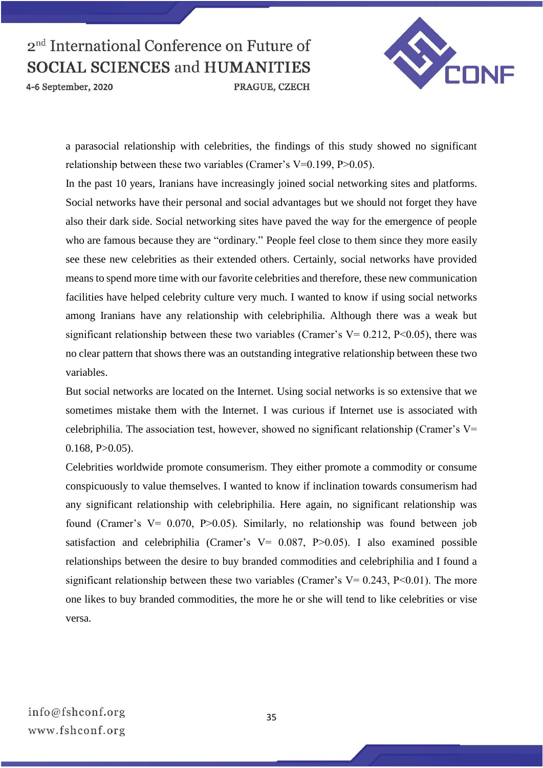a parasocial relationship with celebrities, the findings of this study showed no significant relationship between these two variables (Cramer's V=0.199, $P>0.05$).

In the past 10 years, Iranians have increasingly joined social networking sites and platforms. Social networks have their personal and social advantages but we should not forget they have also their dark side. Social networking sites have paved the way for the emergence of people who are famous because they are "ordinary." People feel close to them since they more easily see these new celebrities as their extended others. Certainly, social networks have provided means to spend more time with our favorite celebrities and therefore, these new communication facilities have helped celebrity culture very much. I wanted to know if using social networks among Iranians have any relationship with celebriphilia. Although there was a weak but significant relationship between these two variables (Cramer's V= 0.212, $P<0.05$), there was no clear pattern that shows there was an outstanding integrative relationship between these two variables.

But social networks are located on the Internet. Using social networks is so extensive that we sometimes mistake them with the Internet. I was curious if Internet use is associated with celebriphilia. The association test, however, showed no significant relationship (Cramer's V= 0.168, $P>0.05$).

Celebrities worldwide promote consumerism. They either promote a commodity or consume conspicuously to value themselves. I wanted to know if inclination towards consumerism had any significant relationship with celebriphilia. Here again, no significant relationship was found (Cramer's V= 0.070, $P>0.05$). Similarly, no relationship was found between job satisfaction and celebriphilia (Cramer's V= 0.087, $P>0.05$). I also examined possible relationships between the desire to buy branded commodities and celebriphilia and I found a significant relationship between these two variables (Cramer's V= 0.243, $P<0.01$). The more one likes to buy branded commodities, the more he or she will tend to like celebrities or vise versa.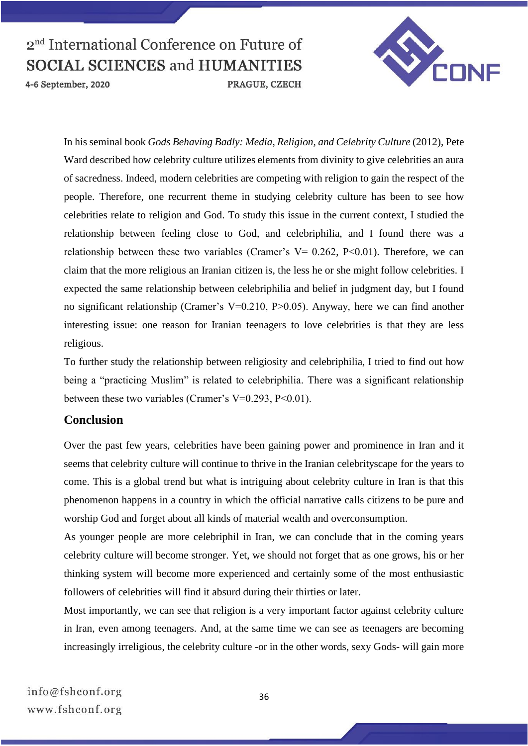In his seminal book *Gods Behaving Badly: Media, Religion, and Celebrity Culture* (2012), Pete Ward described how celebrity culture utilizes elements from divinity to give celebrities an aura of sacredness. Indeed, modern celebrities are competing with religion to gain the respect of the people. Therefore, one recurrent theme in studying celebrity culture has been to see how celebrities relate to religion and God. To study this issue in the current context, I studied the relationship between feeling close to God, and celebriphilia, and I found there was a relationship between these two variables (Cramer's V= 0.262, $P<0.01$). Therefore, we can claim that the more religious an Iranian citizen is, the less he or she might follow celebrities. I expected the same relationship between celebriphilia and belief in judgment day, but I found no significant relationship (Cramer's V=0.210, $P>0.05$). Anyway, here we can find another interesting issue: one reason for Iranian teenagers to love celebrities is that they are less religious.

To further study the relationship between religiosity and celebriphilia, I tried to find out how being a "practicing Muslim" is related to celebriphilia. There was a significant relationship between these two variables (Cramer's V=0.293, $P<0.01$).

## Conclusion

Over the past few years, celebrities have been gaining power and prominence in Iran and it seems that celebrity culture will continue to thrive in the Iranian celebrityscape for the years to come. This is a global trend but what is intriguing about celebrity culture in Iran is that this phenomenon happens in a country in which the official narrative calls citizens to be pure and worship God and forget about all kinds of material wealth and overconsumption.

As younger people are more celebriphil in Iran, we can conclude that in the coming years celebrity culture will become stronger. Yet, we should not forget that as one grows, his or her thinking system will become more experienced and certainly some of the most enthusiastic followers of celebrities will find it absurd during their thirties or later.

Most importantly, we can see that religion is a very important factor against celebrity culture in Iran, even among teenagers. And, at the same time we can see as teenagers are becoming increasingly irreligious, the celebrity culture -or in the other words, sexy Gods- will gain more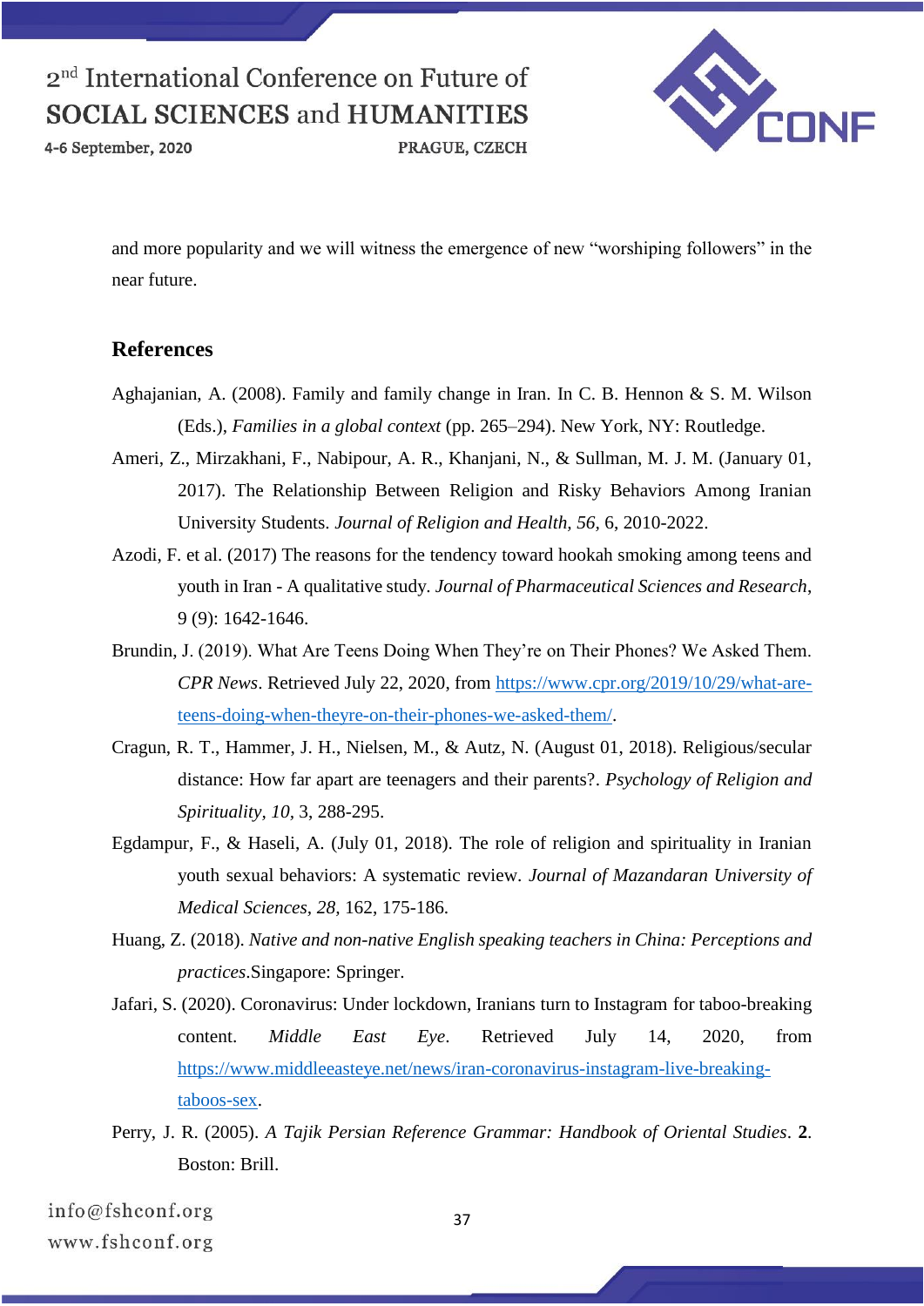and more popularity and we will witness the emergence of new "worshiping followers" in the near future.

## References

Aghajanian, A. (2008). Family and family change in Iran. In C. B. Hennon & S. M. Wilson (Eds.), *Families in a global context* (pp. 265–294). New York, NY: Routledge.

Ameri, Z., Mirzakhani, F., Nabipour, A. R., Khanjani, N., & Sullman, M. J. M. (January 01, 2017). The Relationship Between Religion and Risky Behaviors Among Iranian University Students. *Journal of Religion and Health, 56,* 6, 2010-2022.

Azodi, F. et al. (2017) The reasons for the tendency toward hookah smoking among teens and youth in Iran - A qualitative study. *Journal of Pharmaceutical Sciences and Research*, 9 (9): 1642-1646.

Brundin, J. (2019). What Are Teens Doing When They're on Their Phones? We Asked Them. *CPR News*. Retrieved July 22, 2020, from https://www.cpr.org/2019/10/29/what-are-teens-doing-when-theyre-on-their-phones-we-asked-them/.

Cragun, R. T., Hammer, J. H., Nielsen, M., & Autz, N. (August 01, 2018). Religious/secular distance: How far apart are teenagers and their parents?. *Psychology of Religion and Spirituality, 10,* 3, 288-295.

Egdampur, F., & Haseli, A. (July 01, 2018). The role of religion and spirituality in Iranian youth sexual behaviors: A systematic review. *Journal of Mazandaran University of Medical Sciences, 28,* 162, 175-186.

Huang, Z. (2018). *Native and non-native English speaking teachers in China: Perceptions and practices*.Singapore: Springer.

Jafari, S. (2020). Coronavirus: Under lockdown, Iranians turn to Instagram for taboo-breaking content. *Middle East Eye*. Retrieved July 14, 2020, from https://www.middleeasteye.net/news/iran-coronavirus-instagram-live-breaking-taboos-sex.

Perry, J. R. (2005). *A Tajik Persian Reference Grammar: Handbook of Oriental Studies*. **2**. Boston: Brill.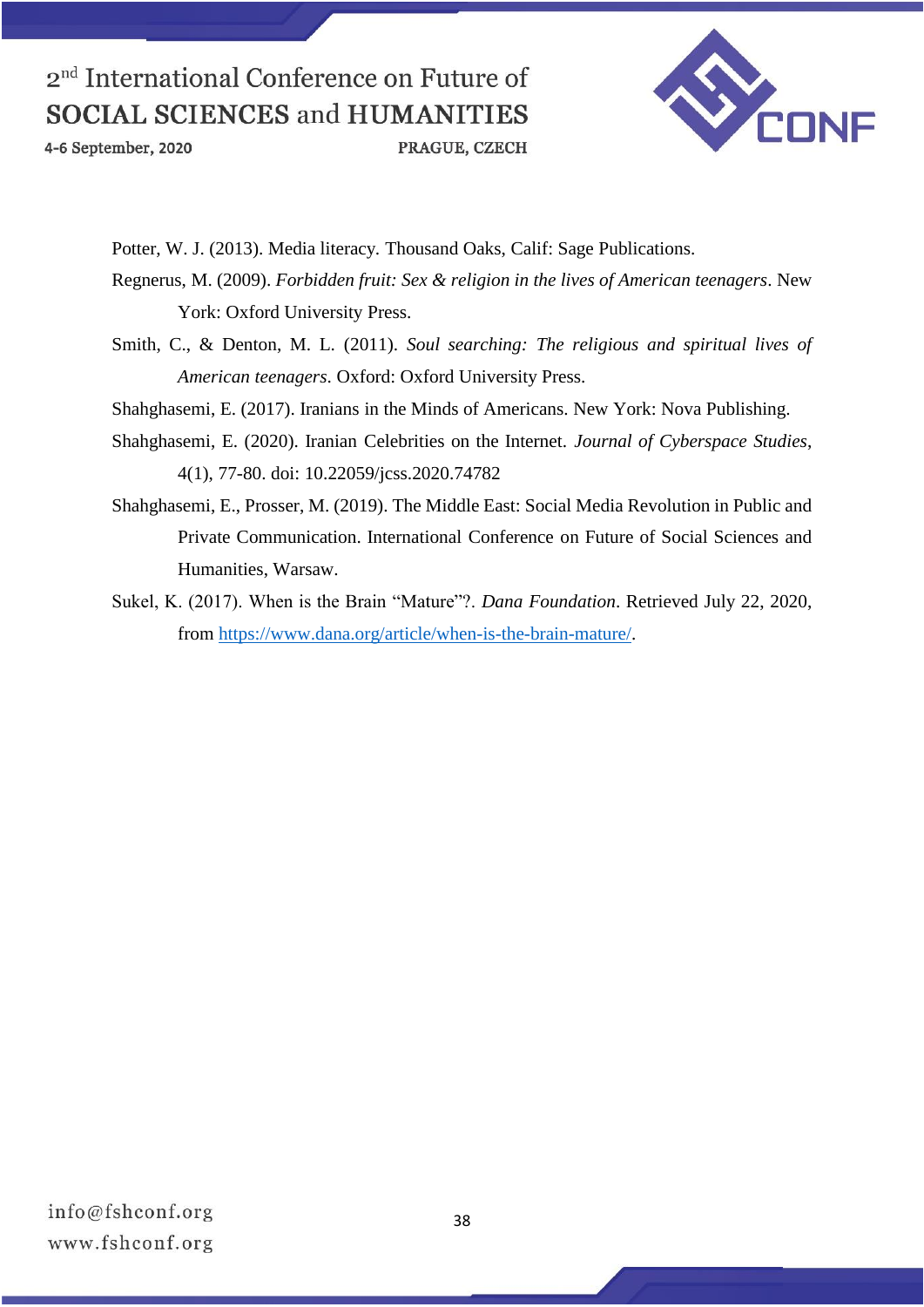Potter, W. J. (2013). Media literacy. Thousand Oaks, Calif: Sage Publications.

Regnerus, M. (2009). *Forbidden fruit: Sex & religion in the lives of American teenagers*. New York: Oxford University Press.

Smith, C., & Denton, M. L. (2011). *Soul searching: The religious and spiritual lives of American teenagers*. Oxford: Oxford University Press.

Shahghasemi, E. (2017). Iranians in the Minds of Americans. New York: Nova Publishing.

Shahghasemi, E. (2020). Iranian Celebrities on the Internet. *Journal of Cyberspace Studies*, 4(1), 77-80. doi: 10.22059/jcss.2020.74782

Shahghasemi, E., Prosser, M. (2019). The Middle East: Social Media Revolution in Public and Private Communication. International Conference on Future of Social Sciences and Humanities, Warsaw.

Sukel, K. (2017). When is the Brain "Mature"?. *Dana Foundation*. Retrieved July 22, 2020, from https://www.dana.org/article/when-is-the-brain-mature/.